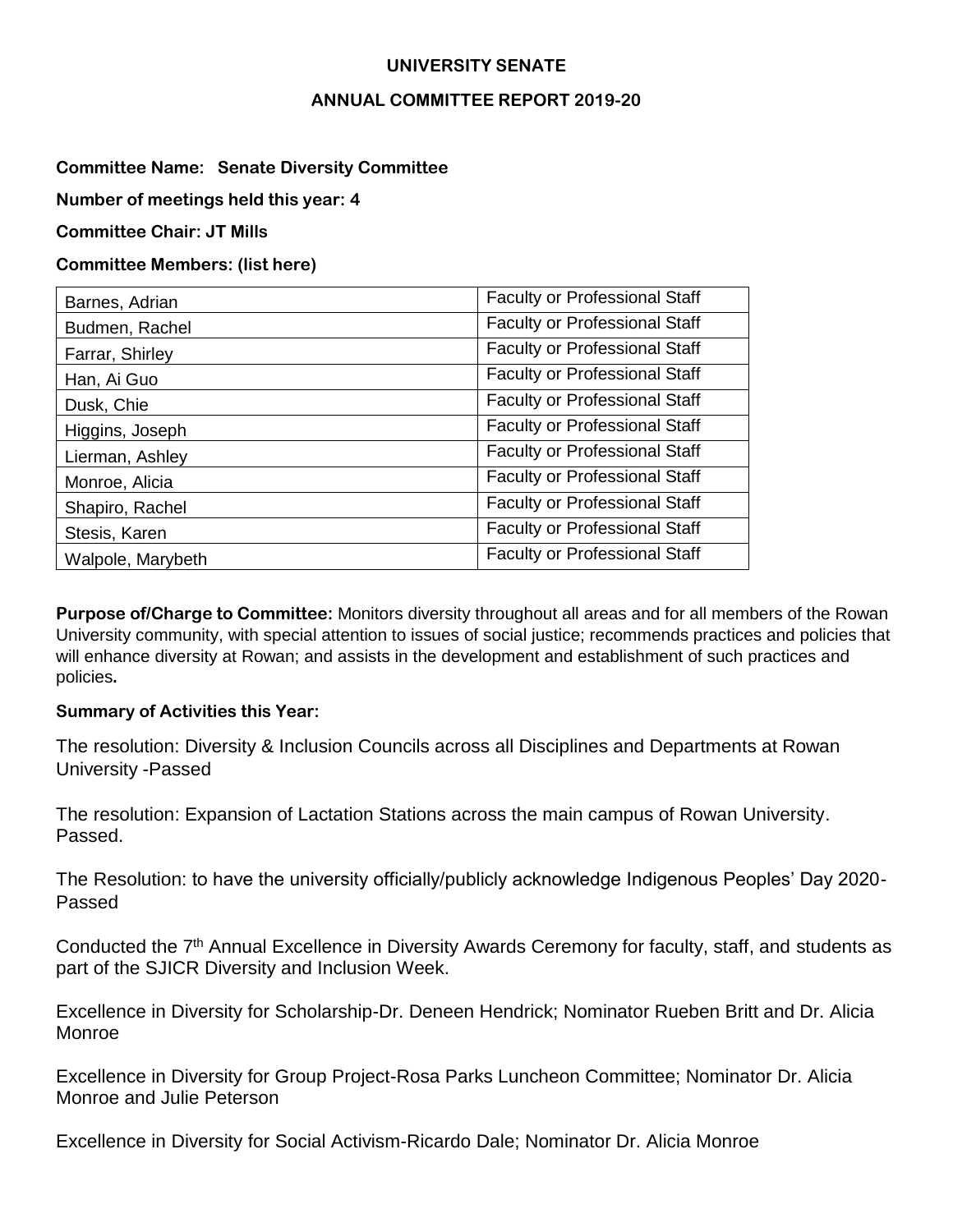**UNIVERSITY SENATE**

**ANNUAL COMMITTEE REPORT 2019-20**

**Committee Name: Senate Diversity Committee**

**Number of meetings held this year: 4**

**Committee Chair: JT Mills**

**Committee Members: (list here)**

| | |
|---|---|
| Barnes, Adrian | Faculty or Professional Staff |
| Budmen, Rachel | Faculty or Professional Staff |
| Farrar, Shirley | Faculty or Professional Staff |
| Han, Ai Guo | Faculty or Professional Staff |
| Dusk, Chie | Faculty or Professional Staff |
| Higgins, Joseph | Faculty or Professional Staff |
| Lierman, Ashley | Faculty or Professional Staff |
| Monroe, Alicia | Faculty or Professional Staff |
| Shapiro, Rachel | Faculty or Professional Staff |
| Stesis, Karen | Faculty or Professional Staff |
| Walpole, Marybeth | Faculty or Professional Staff |

**Purpose of/Charge to Committee:** Monitors diversity throughout all areas and for all members of the Rowan University community, with special attention to issues of social justice; recommends practices and policies that will enhance diversity at Rowan; and assists in the development and establishment of such practices and policies**.**

**Summary of Activities this Year:**

The resolution: Diversity & Inclusion Councils across all Disciplines and Departments at Rowan University -Passed

The resolution: Expansion of Lactation Stations across the main campus of Rowan University. Passed.

The Resolution: to have the university officially/publicly acknowledge Indigenous Peoples' Day 2020-Passed

Conducted the 7th Annual Excellence in Diversity Awards Ceremony for faculty, staff, and students as part of the SJICR Diversity and Inclusion Week.

Excellence in Diversity for Scholarship-Dr. Deneen Hendrick; Nominator Rueben Britt and Dr. Alicia Monroe

Excellence in Diversity for Group Project-Rosa Parks Luncheon Committee; Nominator Dr. Alicia Monroe and Julie Peterson

Excellence in Diversity for Social Activism-Ricardo Dale; Nominator Dr. Alicia Monroe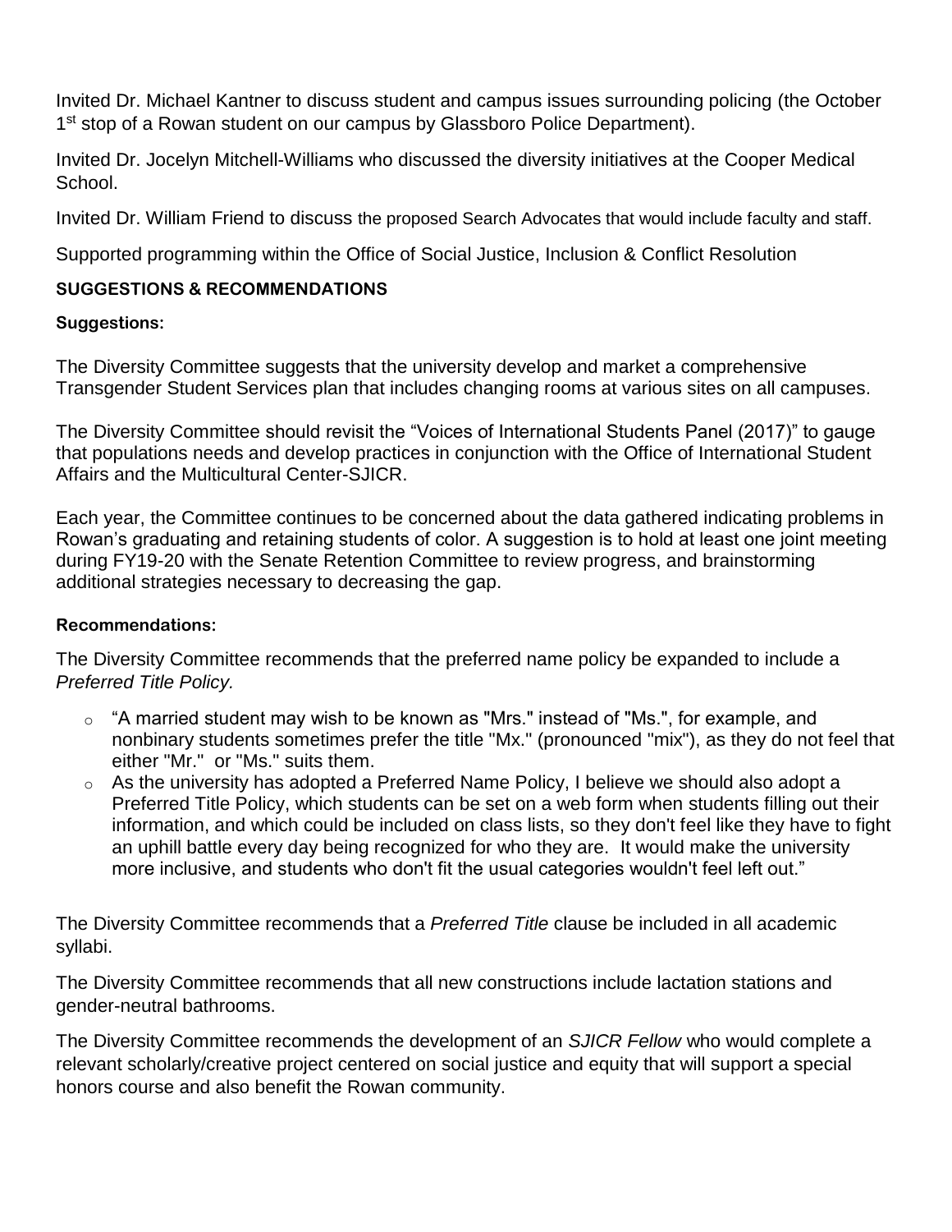Invited Dr. Michael Kantner to discuss student and campus issues surrounding policing (the October 1st stop of a Rowan student on our campus by Glassboro Police Department).

Invited Dr. Jocelyn Mitchell-Williams who discussed the diversity initiatives at the Cooper Medical School.

Invited Dr. William Friend to discuss the proposed Search Advocates that would include faculty and staff.

Supported programming within the Office of Social Justice, Inclusion & Conflict Resolution

**SUGGESTIONS & RECOMMENDATIONS**

**Suggestions:**

The Diversity Committee suggests that the university develop and market a comprehensive Transgender Student Services plan that includes changing rooms at various sites on all campuses.

The Diversity Committee should revisit the "Voices of International Students Panel (2017)" to gauge that populations needs and develop practices in conjunction with the Office of International Student Affairs and the Multicultural Center-SJICR.

Each year, the Committee continues to be concerned about the data gathered indicating problems in Rowan's graduating and retaining students of color. A suggestion is to hold at least one joint meeting during FY19-20 with the Senate Retention Committee to review progress, and brainstorming additional strategies necessary to decreasing the gap.

**Recommendations:**

The Diversity Committee recommends that the preferred name policy be expanded to include a *Preferred Title Policy.*

- "A married student may wish to be known as "Mrs." instead of "Ms.", for example, and nonbinary students sometimes prefer the title "Mx." (pronounced "mix"), as they do not feel that either "Mr." or "Ms." suits them.
- As the university has adopted a Preferred Name Policy, I believe we should also adopt a Preferred Title Policy, which students can be set on a web form when students filling out their information, and which could be included on class lists, so they don't feel like they have to fight an uphill battle every day being recognized for who they are. It would make the university more inclusive, and students who don't fit the usual categories wouldn't feel left out."

The Diversity Committee recommends that a *Preferred Title* clause be included in all academic syllabi.

The Diversity Committee recommends that all new constructions include lactation stations and gender-neutral bathrooms.

The Diversity Committee recommends the development of an *SJICR Fellow* who would complete a relevant scholarly/creative project centered on social justice and equity that will support a special honors course and also benefit the Rowan community.